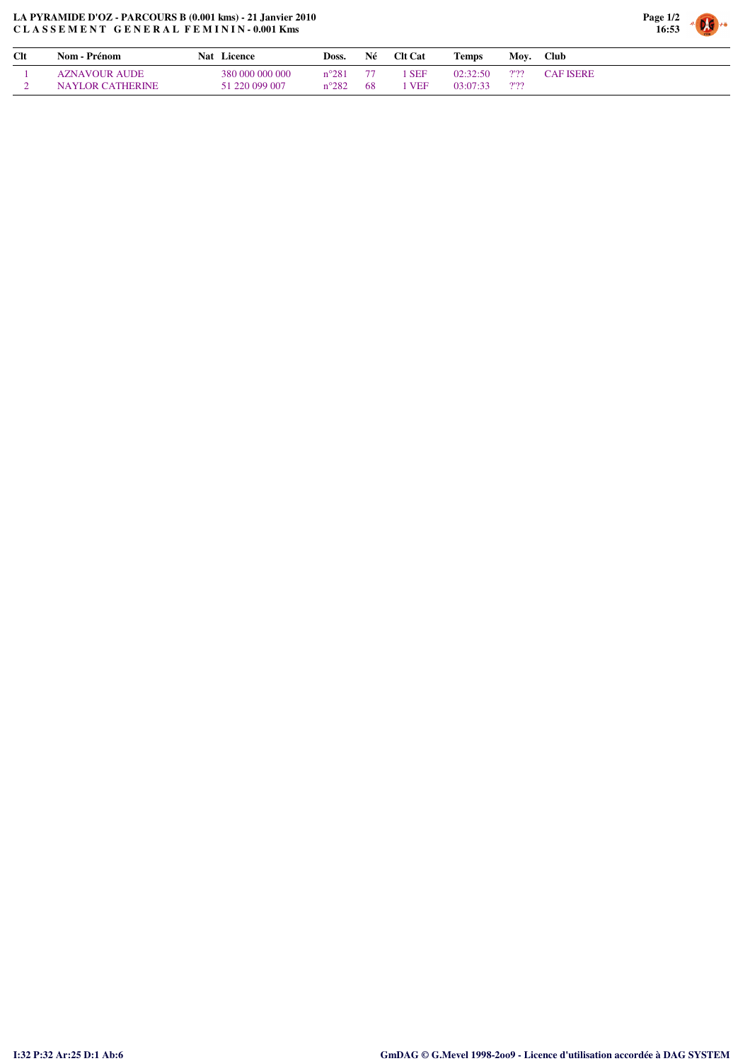**LA PYRAMIDE D'OZ - PARCOURS B (0.001 kms) - 21 Janvier 2010**
**C L A S S E M E N T   G E N E R A L   F E M I N I N - 0.001 Kms**

| Clt | Nom - Prénom | Nat | Licence | Doss. | Né | Clt Cat | Temps | Moy. | Club |
|---|---|---|---|---|---|---|---|---|---|
| 1 | AZNAVOUR AUDE | | 380 000 000 000 | n°281 | 77 | 1 SEF | 02:32:50 | ?'?? | CAF ISERE |
| 2 | NAYLOR CATHERINE | | 51 220 099 007 | n°282 | 68 | 1 VEF | 03:07:33 | ?'?? | |

**I:32 P:32 Ar:25 D:1 Ab:6**

**GmDAG © G.Mevel 1998-2oo9 - Licence d'utilisation accordée à DAG SYSTEM**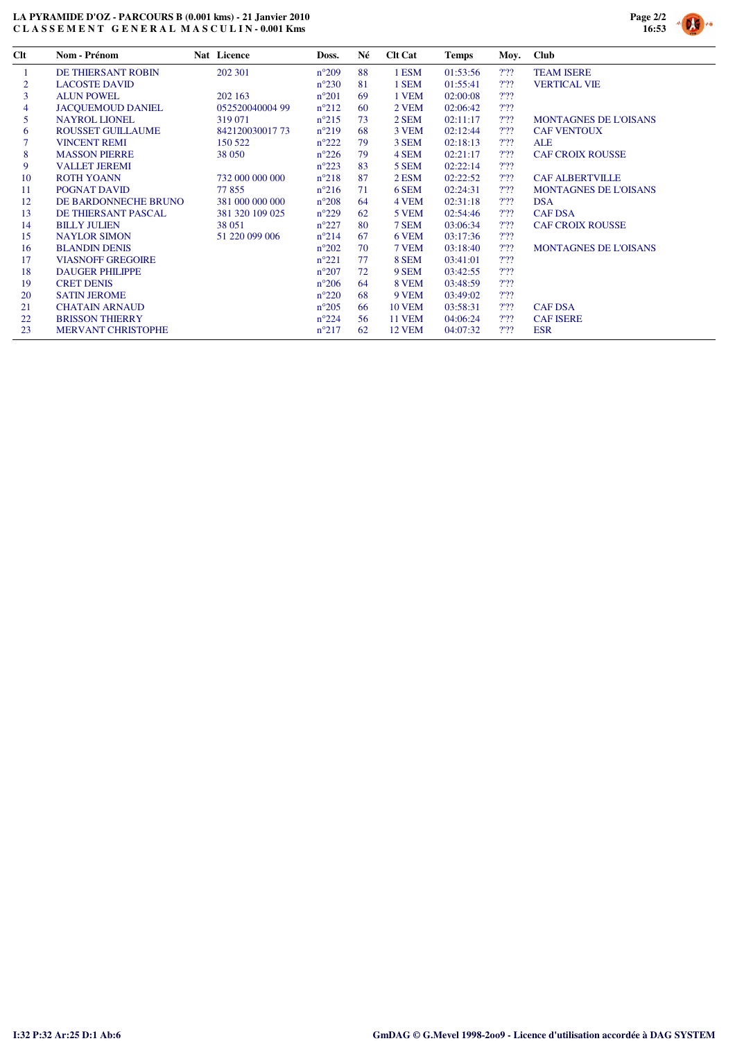**LA PYRAMIDE D'OZ - PARCOURS B (0.001 kms) - 21 Janvier 2010**
**C L A S S E M E N T   G E N E R A L   M A S C U L I N - 0.001 Kms**

| Clt | Nom - Prénom | Nat | Licence | Doss. | Né | Clt Cat | Temps | Moy. | Club |
|---|---|---|---|---|---|---|---|---|---|
| 1 | DE THIERSANT ROBIN | | 202 301 | n°209 | 88 | 1 ESM | 01:53:56 | ?'?? | TEAM ISERE |
| 2 | LACOSTE DAVID | | | n°230 | 81 | 1 SEM | 01:55:41 | ?'?? | VERTICAL VIE |
| 3 | ALUN POWEL | | 202 163 | n°201 | 69 | 1 VEM | 02:00:08 | ?'?? | |
| 4 | JACQUEMOUD DANIEL | | 052520040004 99 | n°212 | 60 | 2 VEM | 02:06:42 | ?'?? | |
| 5 | NAYROL LIONEL | | 319 071 | n°215 | 73 | 2 SEM | 02:11:17 | ?'?? | MONTAGNES DE L'OISANS |
| 6 | ROUSSET GUILLAUME | | 842120030017 73 | n°219 | 68 | 3 VEM | 02:12:44 | ?'?? | CAF VENTOUX |
| 7 | VINCENT REMI | | 150 522 | n°222 | 79 | 3 SEM | 02:18:13 | ?'?? | ALE |
| 8 | MASSON PIERRE | | 38 050 | n°226 | 79 | 4 SEM | 02:21:17 | ?'?? | CAF CROIX ROUSSE |
| 9 | VALLET JEREMI | | | n°223 | 83 | 5 SEM | 02:22:14 | ?'?? | |
| 10 | ROTH YOANN | | 732 000 000 000 | n°218 | 87 | 2 ESM | 02:22:52 | ?'?? | CAF ALBERTVILLE |
| 11 | POGNAT DAVID | | 77 855 | n°216 | 71 | 6 SEM | 02:24:31 | ?'?? | MONTAGNES DE L'OISANS |
| 12 | DE BARDONNECHE BRUNO | | 381 000 000 000 | n°208 | 64 | 4 VEM | 02:31:18 | ?'?? | DSA |
| 13 | DE THIERSANT PASCAL | | 381 320 109 025 | n°229 | 62 | 5 VEM | 02:54:46 | ?'?? | CAF DSA |
| 14 | BILLY JULIEN | | 38 051 | n°227 | 80 | 7 SEM | 03:06:34 | ?'?? | CAF CROIX ROUSSE |
| 15 | NAYLOR SIMON | | 51 220 099 006 | n°214 | 67 | 6 VEM | 03:17:36 | ?'?? | |
| 16 | BLANDIN DENIS | | | n°202 | 70 | 7 VEM | 03:18:40 | ?'?? | MONTAGNES DE L'OISANS |
| 17 | VIASNOFF GREGOIRE | | | n°221 | 77 | 8 SEM | 03:41:01 | ?'?? | |
| 18 | DAUGER PHILIPPE | | | n°207 | 72 | 9 SEM | 03:42:55 | ?'?? | |
| 19 | CRET DENIS | | | n°206 | 64 | 8 VEM | 03:48:59 | ?'?? | |
| 20 | SATIN JEROME | | | n°220 | 68 | 9 VEM | 03:49:02 | ?'?? | |
| 21 | CHATAIN ARNAUD | | | n°205 | 66 | 10 VEM | 03:58:31 | ?'?? | CAF DSA |
| 22 | BRISSON THIERRY | | | n°224 | 56 | 11 VEM | 04:06:24 | ?'?? | CAF ISERE |
| 23 | MERVANT CHRISTOPHE | | | n°217 | 62 | 12 VEM | 04:07:32 | ?'?? | ESR |

I:32 P:32 Ar:25 D:1 Ab:6

GmDAG © G.Mevel 1998-2oo9 - Licence d'utilisation accordée à DAG SYSTEM